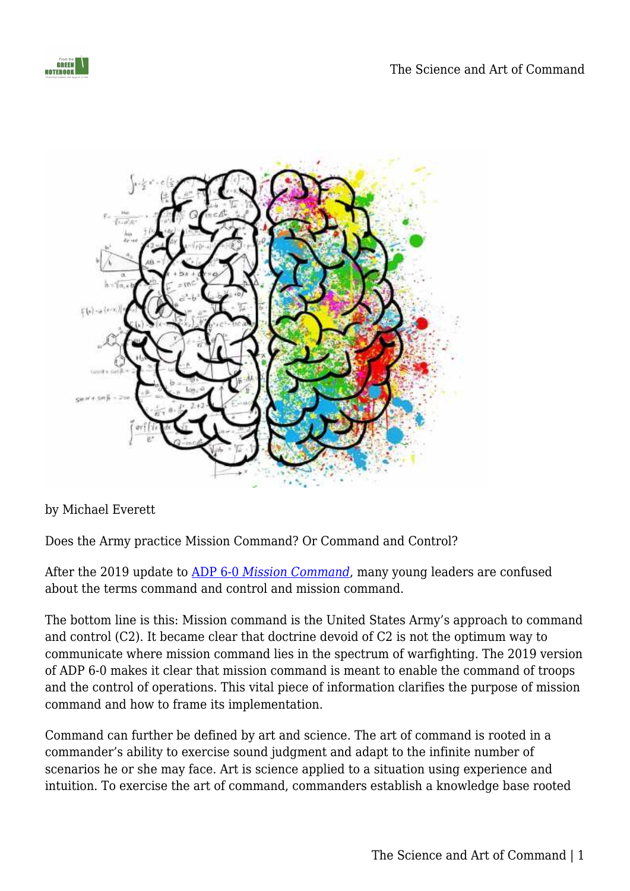by Michael Everett

Does the Army practice Mission Command? Or Command and Control?

After the 2019 update to [ADP 6-0 *Mission Command*](), many young leaders are confused about the terms command and control and mission command.

The bottom line is this: Mission command is the United States Army's approach to command and control (C2). It became clear that doctrine devoid of C2 is not the optimum way to communicate where mission command lies in the spectrum of warfighting. The 2019 version of ADP 6-0 makes it clear that mission command is meant to enable the command of troops and the control of operations. This vital piece of information clarifies the purpose of mission command and how to frame its implementation.

Command can further be defined by art and science. The art of command is rooted in a commander's ability to exercise sound judgment and adapt to the infinite number of scenarios he or she may face. Art is science applied to a situation using experience and intuition. To exercise the art of command, commanders establish a knowledge base rooted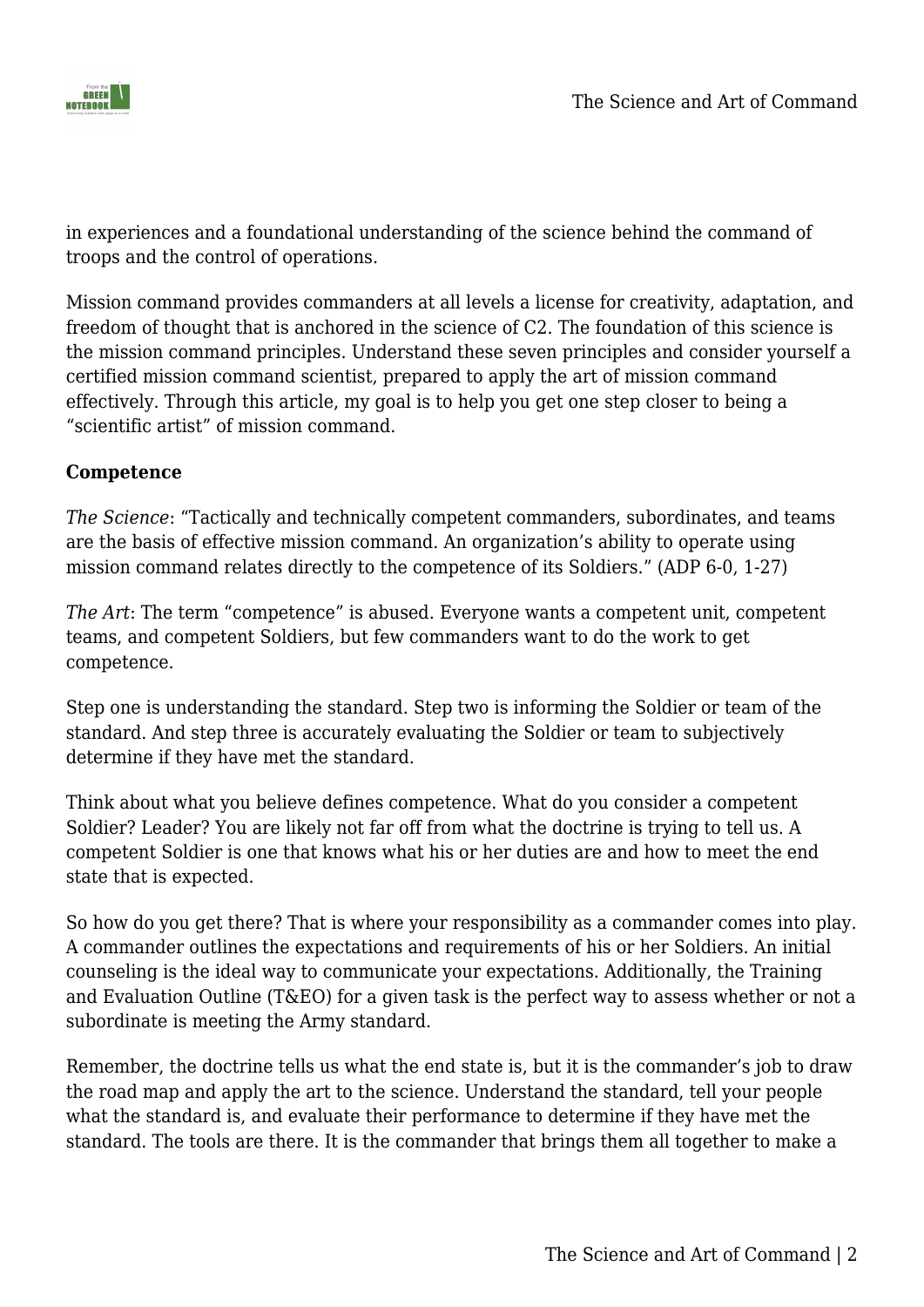in experiences and a foundational understanding of the science behind the command of troops and the control of operations.

Mission command provides commanders at all levels a license for creativity, adaptation, and freedom of thought that is anchored in the science of C2. The foundation of this science is the mission command principles. Understand these seven principles and consider yourself a certified mission command scientist, prepared to apply the art of mission command effectively. Through this article, my goal is to help you get one step closer to being a "scientific artist" of mission command.

**Competence**

*The Science*: "Tactically and technically competent commanders, subordinates, and teams are the basis of effective mission command. An organization's ability to operate using mission command relates directly to the competence of its Soldiers." (ADP 6-0, 1-27)

*The Art*: The term "competence" is abused. Everyone wants a competent unit, competent teams, and competent Soldiers, but few commanders want to do the work to get competence.

Step one is understanding the standard. Step two is informing the Soldier or team of the standard. And step three is accurately evaluating the Soldier or team to subjectively determine if they have met the standard.

Think about what you believe defines competence. What do you consider a competent Soldier? Leader? You are likely not far off from what the doctrine is trying to tell us. A competent Soldier is one that knows what his or her duties are and how to meet the end state that is expected.

So how do you get there? That is where your responsibility as a commander comes into play. A commander outlines the expectations and requirements of his or her Soldiers. An initial counseling is the ideal way to communicate your expectations. Additionally, the Training and Evaluation Outline (T&EO) for a given task is the perfect way to assess whether or not a subordinate is meeting the Army standard.

Remember, the doctrine tells us what the end state is, but it is the commander's job to draw the road map and apply the art to the science. Understand the standard, tell your people what the standard is, and evaluate their performance to determine if they have met the standard. The tools are there. It is the commander that brings them all together to make a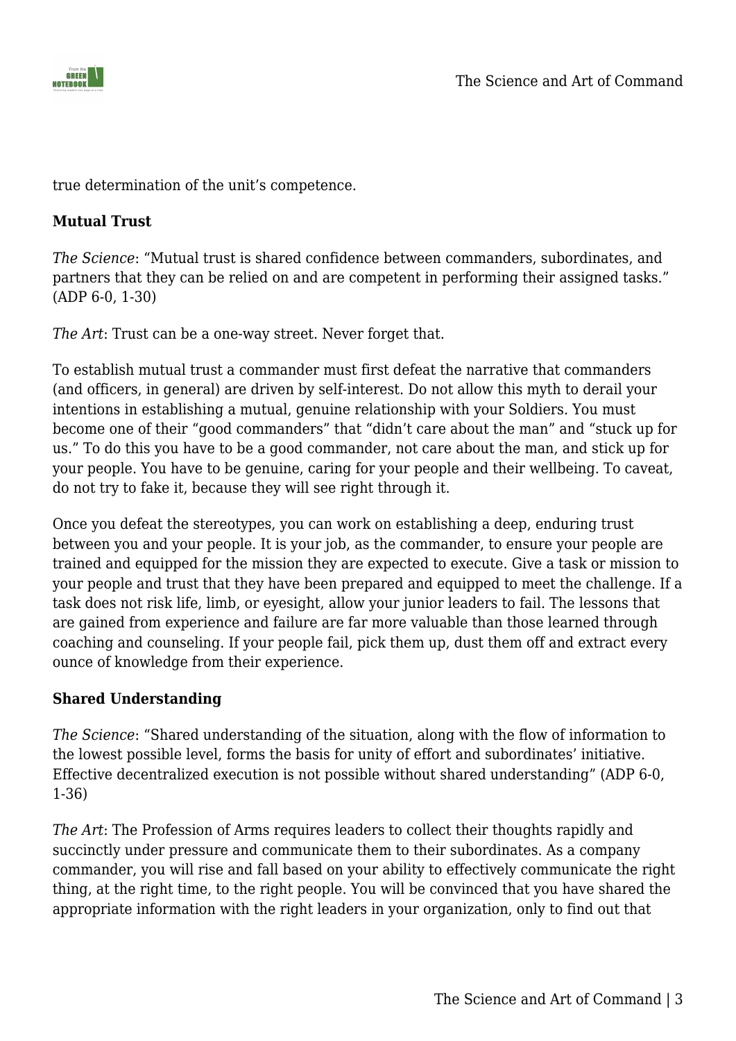true determination of the unit's competence.

**Mutual Trust**

*The Science*: "Mutual trust is shared confidence between commanders, subordinates, and partners that they can be relied on and are competent in performing their assigned tasks." (ADP 6-0, 1-30)

*The Art*: Trust can be a one-way street. Never forget that.

To establish mutual trust a commander must first defeat the narrative that commanders (and officers, in general) are driven by self-interest. Do not allow this myth to derail your intentions in establishing a mutual, genuine relationship with your Soldiers. You must become one of their "good commanders" that "didn't care about the man" and "stuck up for us." To do this you have to be a good commander, not care about the man, and stick up for your people. You have to be genuine, caring for your people and their wellbeing. To caveat, do not try to fake it, because they will see right through it.

Once you defeat the stereotypes, you can work on establishing a deep, enduring trust between you and your people. It is your job, as the commander, to ensure your people are trained and equipped for the mission they are expected to execute. Give a task or mission to your people and trust that they have been prepared and equipped to meet the challenge. If a task does not risk life, limb, or eyesight, allow your junior leaders to fail. The lessons that are gained from experience and failure are far more valuable than those learned through coaching and counseling. If your people fail, pick them up, dust them off and extract every ounce of knowledge from their experience.

**Shared Understanding**

*The Science*: "Shared understanding of the situation, along with the flow of information to the lowest possible level, forms the basis for unity of effort and subordinates' initiative. Effective decentralized execution is not possible without shared understanding" (ADP 6-0, 1-36)

*The Art*: The Profession of Arms requires leaders to collect their thoughts rapidly and succinctly under pressure and communicate them to their subordinates. As a company commander, you will rise and fall based on your ability to effectively communicate the right thing, at the right time, to the right people. You will be convinced that you have shared the appropriate information with the right leaders in your organization, only to find out that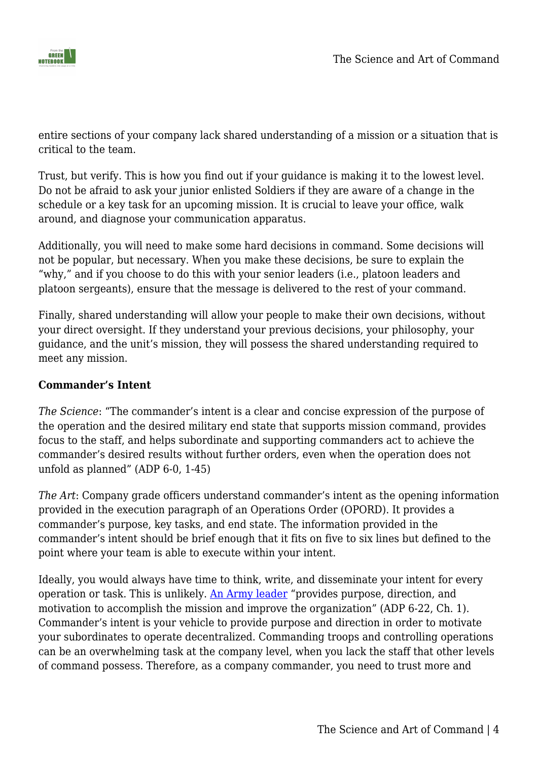entire sections of your company lack shared understanding of a mission or a situation that is critical to the team.

Trust, but verify. This is how you find out if your guidance is making it to the lowest level. Do not be afraid to ask your junior enlisted Soldiers if they are aware of a change in the schedule or a key task for an upcoming mission. It is crucial to leave your office, walk around, and diagnose your communication apparatus.

Additionally, you will need to make some hard decisions in command. Some decisions will not be popular, but necessary. When you make these decisions, be sure to explain the "why," and if you choose to do this with your senior leaders (i.e., platoon leaders and platoon sergeants), ensure that the message is delivered to the rest of your command.

Finally, shared understanding will allow your people to make their own decisions, without your direct oversight. If they understand your previous decisions, your philosophy, your guidance, and the unit's mission, they will possess the shared understanding required to meet any mission.

**Commander's Intent**

*The Science*: "The commander's intent is a clear and concise expression of the purpose of the operation and the desired military end state that supports mission command, provides focus to the staff, and helps subordinate and supporting commanders act to achieve the commander's desired results without further orders, even when the operation does not unfold as planned" (ADP 6-0, 1-45)

*The Art*: Company grade officers understand commander's intent as the opening information provided in the execution paragraph of an Operations Order (OPORD). It provides a commander's purpose, key tasks, and end state. The information provided in the commander's intent should be brief enough that it fits on five to six lines but defined to the point where your team is able to execute within your intent.

Ideally, you would always have time to think, write, and disseminate your intent for every operation or task. This is unlikely. An Army leader "provides purpose, direction, and motivation to accomplish the mission and improve the organization" (ADP 6-22, Ch. 1). Commander's intent is your vehicle to provide purpose and direction in order to motivate your subordinates to operate decentralized. Commanding troops and controlling operations can be an overwhelming task at the company level, when you lack the staff that other levels of command possess. Therefore, as a company commander, you need to trust more and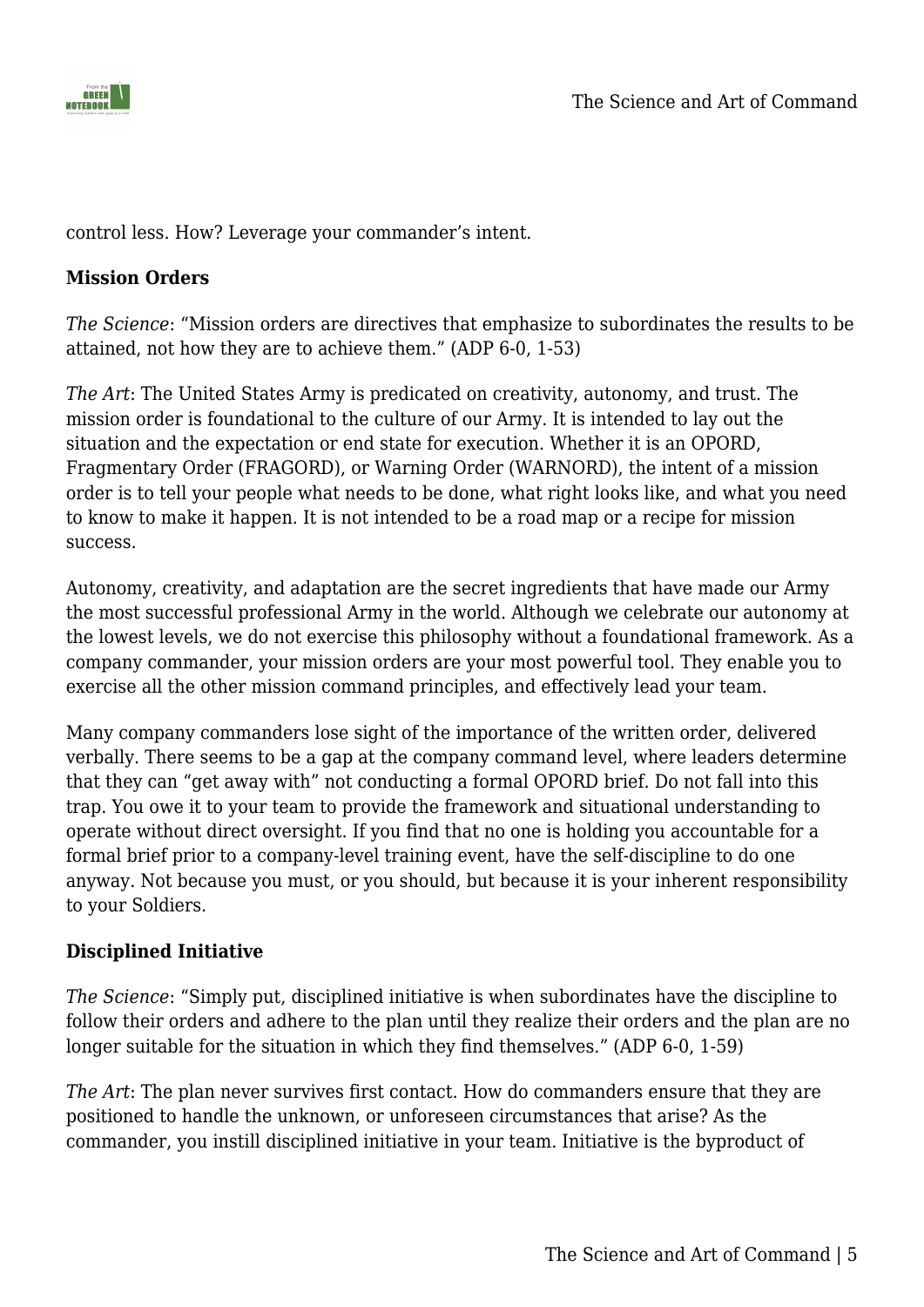control less. How? Leverage your commander's intent.

**Mission Orders**

*The Science*: "Mission orders are directives that emphasize to subordinates the results to be attained, not how they are to achieve them." (ADP 6-0, 1-53)

*The Art*: The United States Army is predicated on creativity, autonomy, and trust. The mission order is foundational to the culture of our Army. It is intended to lay out the situation and the expectation or end state for execution. Whether it is an OPORD, Fragmentary Order (FRAGORD), or Warning Order (WARNORD), the intent of a mission order is to tell your people what needs to be done, what right looks like, and what you need to know to make it happen. It is not intended to be a road map or a recipe for mission success.

Autonomy, creativity, and adaptation are the secret ingredients that have made our Army the most successful professional Army in the world. Although we celebrate our autonomy at the lowest levels, we do not exercise this philosophy without a foundational framework. As a company commander, your mission orders are your most powerful tool. They enable you to exercise all the other mission command principles, and effectively lead your team.

Many company commanders lose sight of the importance of the written order, delivered verbally. There seems to be a gap at the company command level, where leaders determine that they can "get away with" not conducting a formal OPORD brief. Do not fall into this trap. You owe it to your team to provide the framework and situational understanding to operate without direct oversight. If you find that no one is holding you accountable for a formal brief prior to a company-level training event, have the self-discipline to do one anyway. Not because you must, or you should, but because it is your inherent responsibility to your Soldiers.

**Disciplined Initiative**

*The Science*: "Simply put, disciplined initiative is when subordinates have the discipline to follow their orders and adhere to the plan until they realize their orders and the plan are no longer suitable for the situation in which they find themselves." (ADP 6-0, 1-59)

*The Art*: The plan never survives first contact. How do commanders ensure that they are positioned to handle the unknown, or unforeseen circumstances that arise? As the commander, you instill disciplined initiative in your team. Initiative is the byproduct of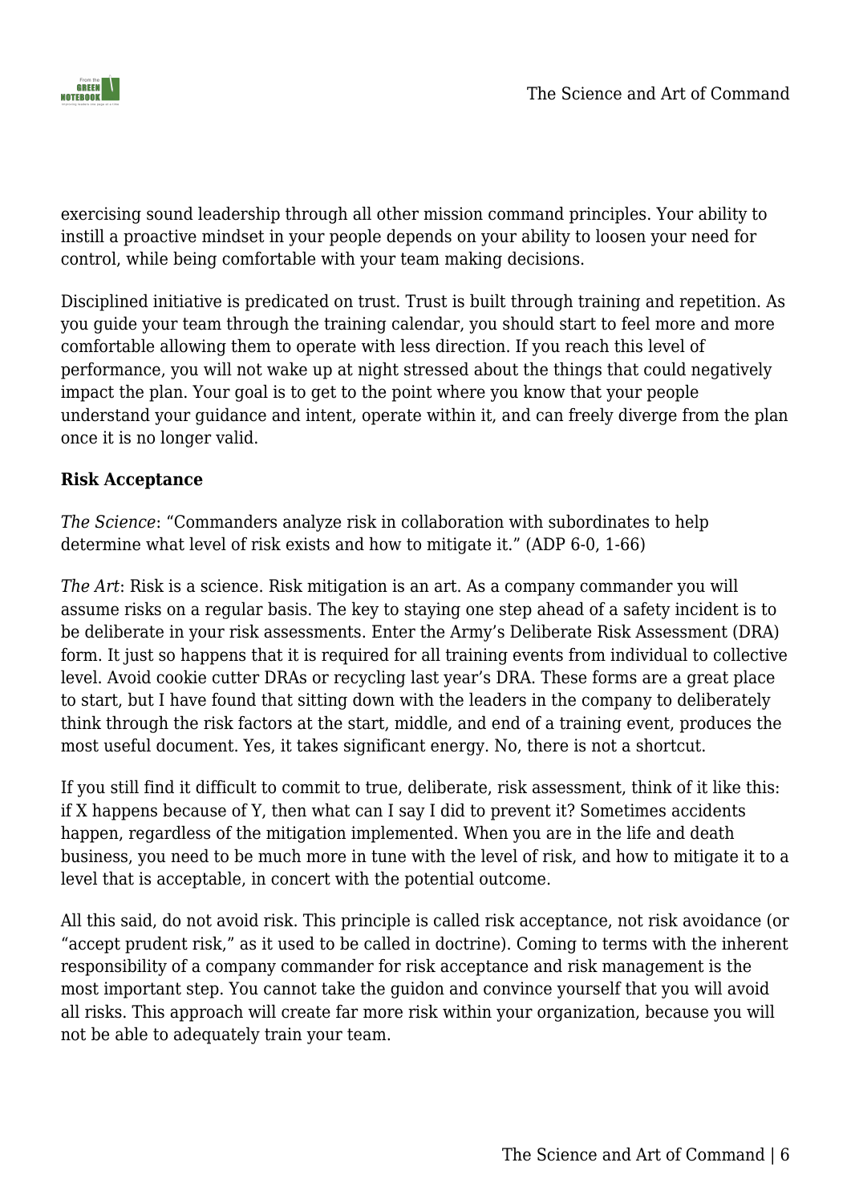exercising sound leadership through all other mission command principles. Your ability to instill a proactive mindset in your people depends on your ability to loosen your need for control, while being comfortable with your team making decisions.

Disciplined initiative is predicated on trust. Trust is built through training and repetition. As you guide your team through the training calendar, you should start to feel more and more comfortable allowing them to operate with less direction. If you reach this level of performance, you will not wake up at night stressed about the things that could negatively impact the plan. Your goal is to get to the point where you know that your people understand your guidance and intent, operate within it, and can freely diverge from the plan once it is no longer valid.

**Risk Acceptance**

*The Science*: "Commanders analyze risk in collaboration with subordinates to help determine what level of risk exists and how to mitigate it." (ADP 6-0, 1-66)

*The Art*: Risk is a science. Risk mitigation is an art. As a company commander you will assume risks on a regular basis. The key to staying one step ahead of a safety incident is to be deliberate in your risk assessments. Enter the Army's Deliberate Risk Assessment (DRA) form. It just so happens that it is required for all training events from individual to collective level. Avoid cookie cutter DRAs or recycling last year's DRA. These forms are a great place to start, but I have found that sitting down with the leaders in the company to deliberately think through the risk factors at the start, middle, and end of a training event, produces the most useful document. Yes, it takes significant energy. No, there is not a shortcut.

If you still find it difficult to commit to true, deliberate, risk assessment, think of it like this: if X happens because of Y, then what can I say I did to prevent it? Sometimes accidents happen, regardless of the mitigation implemented. When you are in the life and death business, you need to be much more in tune with the level of risk, and how to mitigate it to a level that is acceptable, in concert with the potential outcome.

All this said, do not avoid risk. This principle is called risk acceptance, not risk avoidance (or "accept prudent risk," as it used to be called in doctrine). Coming to terms with the inherent responsibility of a company commander for risk acceptance and risk management is the most important step. You cannot take the guidon and convince yourself that you will avoid all risks. This approach will create far more risk within your organization, because you will not be able to adequately train your team.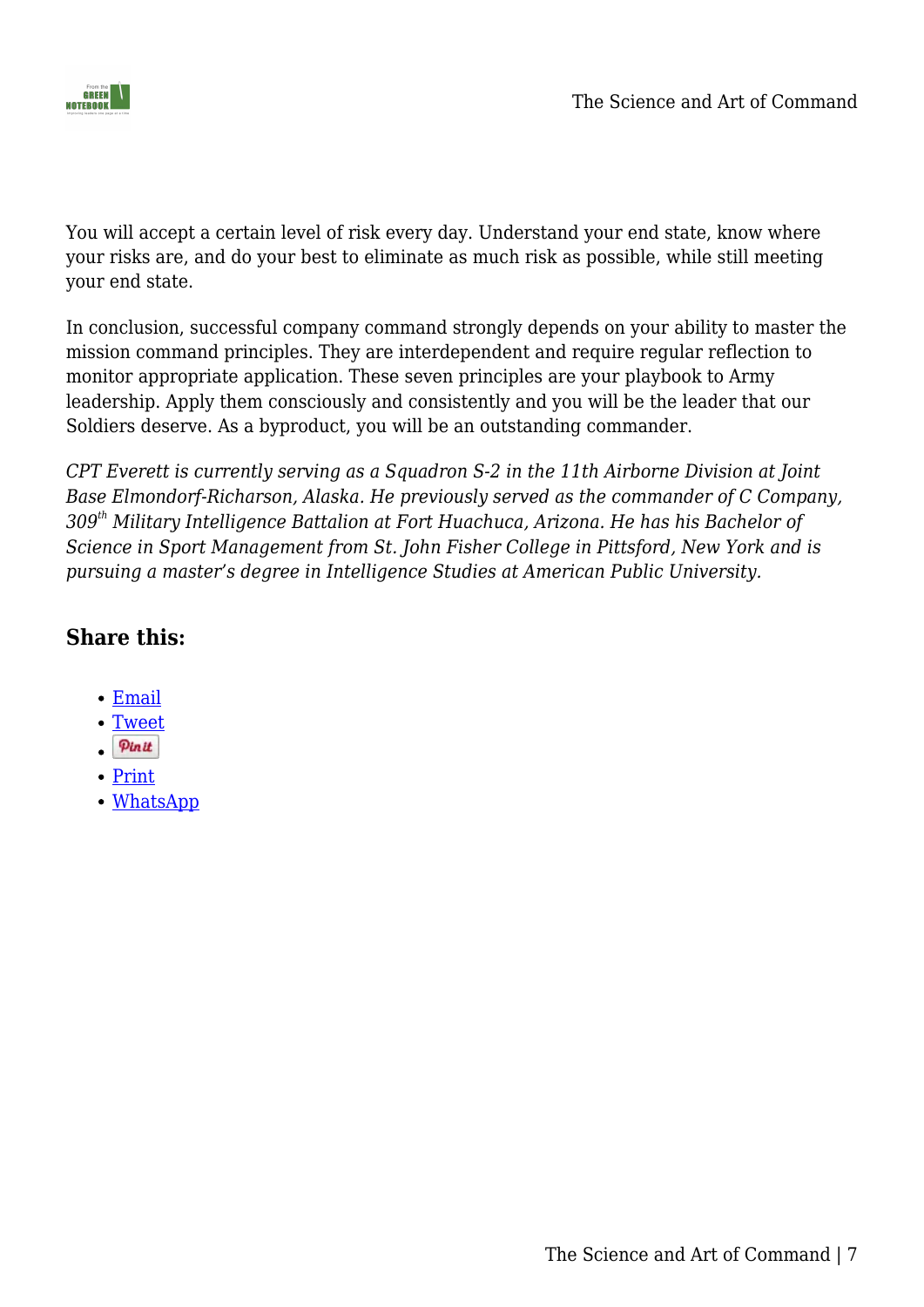You will accept a certain level of risk every day. Understand your end state, know where your risks are, and do your best to eliminate as much risk as possible, while still meeting your end state.

In conclusion, successful company command strongly depends on your ability to master the mission command principles. They are interdependent and require regular reflection to monitor appropriate application. These seven principles are your playbook to Army leadership. Apply them consciously and consistently and you will be the leader that our Soldiers deserve. As a byproduct, you will be an outstanding commander.

*CPT Everett is currently serving as a Squadron S-2 in the 11th Airborne Division at Joint Base Elmondorf-Richarson, Alaska. He previously served as the commander of C Company, 309th Military Intelligence Battalion at Fort Huachuca, Arizona. He has his Bachelor of Science in Sport Management from St. John Fisher College in Pittsford, New York and is pursuing a master's degree in Intelligence Studies at American Public University.*

## Share this:

- Email
- Tweet
- Pin it
- Print
- WhatsApp